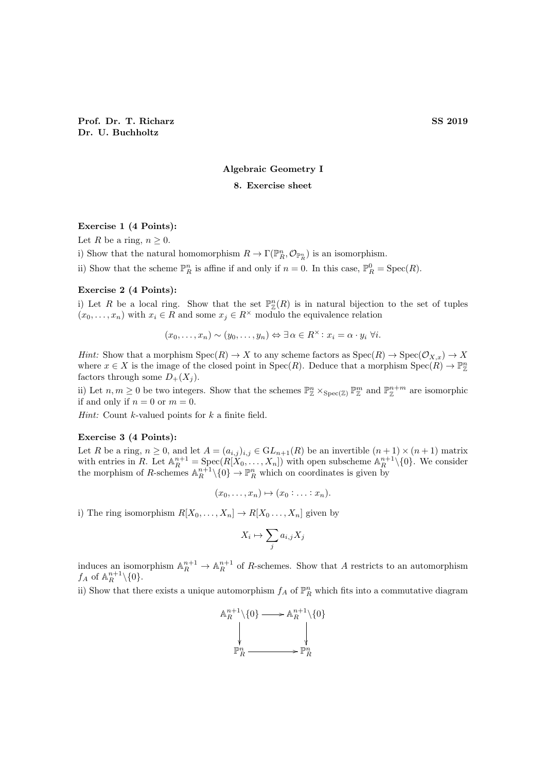**Prof. Dr. T. Richarz** — **SS 2019**

**Dr. U. Buchholtz**

**Algebraic Geometry I**

**8. Exercise sheet**

**Exercise 1 (4 Points):**

Let $R$ be a ring, $n \geq 0$.

i) Show that the natural homomorphism $R \to \Gamma(\mathbb{P}^n_R, \mathcal{O}_{\mathbb{P}^n_R})$ is an isomorphism.

ii) Show that the scheme $\mathbb{P}^n_R$ is affine if and only if $n = 0$. In this case, $\mathbb{P}^0_R = \operatorname{Spec}(R)$.

**Exercise 2 (4 Points):**

i) Let $R$ be a local ring. Show that the set $\mathbb{P}^n_{\mathbb{Z}}(R)$ is in natural bijection to the set of tuples $(x_0, \ldots, x_n)$ with $x_i \in R$ and some $x_j \in R^\times$ modulo the equivalence relation

$$(x_0, \ldots, x_n) \sim (y_0, \ldots, y_n) \Leftrightarrow \exists\, \alpha \in R^\times : x_i = \alpha \cdot y_i \ \forall i.$$

*Hint:* Show that a morphism $\operatorname{Spec}(R) \to X$ to any scheme factors as $\operatorname{Spec}(R) \to \operatorname{Spec}(\mathcal{O}_{X,x}) \to X$ where $x \in X$ is the image of the closed point in $\operatorname{Spec}(R)$. Deduce that a morphism $\operatorname{Spec}(R) \to \mathbb{P}^n_{\mathbb{Z}}$ factors through some $D_+(X_j)$.

ii) Let $n, m \geq 0$ be two integers. Show that the schemes $\mathbb{P}^n_{\mathbb{Z}} \times_{\operatorname{Spec}(\mathbb{Z})} \mathbb{P}^m_{\mathbb{Z}}$ and $\mathbb{P}^{n+m}_{\mathbb{Z}}$ are isomorphic if and only if $n = 0$ or $m = 0$.

*Hint:* Count $k$-valued points for $k$ a finite field.

**Exercise 3 (4 Points):**

Let $R$ be a ring, $n \geq 0$, and let $A = (a_{i,j})_{i,j} \in \mathrm{GL}_{n+1}(R)$ be an invertible $(n+1) \times (n+1)$ matrix with entries in $R$. Let $\mathbb{A}^{n+1}_R = \operatorname{Spec}(R[X_0, \ldots, X_n])$ with open subscheme $\mathbb{A}^{n+1}_R \backslash \{0\}$. We consider the morphism of $R$-schemes $\mathbb{A}^{n+1}_R \backslash \{0\} \to \mathbb{P}^n_R$ which on coordinates is given by

$$(x_0, \ldots, x_n) \mapsto (x_0 : \ldots : x_n).$$

i) The ring isomorphism $R[X_0, \ldots, X_n] \to R[X_0 \ldots, X_n]$ given by

$$X_i \mapsto \sum_j a_{i,j} X_j$$

induces an isomorphism $\mathbb{A}^{n+1}_R \to \mathbb{A}^{n+1}_R$ of $R$-schemes. Show that $A$ restricts to an automorphism $f_A$ of $\mathbb{A}^{n+1}_R \backslash \{0\}$.

ii) Show that there exists a unique automorphism $f_A$ of $\mathbb{P}^n_R$ which fits into a commutative diagram

$$\begin{array}{ccc}
\mathbb{A}^{n+1}_R \backslash \{0\} & \longrightarrow & \mathbb{A}^{n+1}_R \backslash \{0\} \\
\downarrow & & \downarrow \\
\mathbb{P}^n_R & \longrightarrow & \mathbb{P}^n_R
\end{array}$$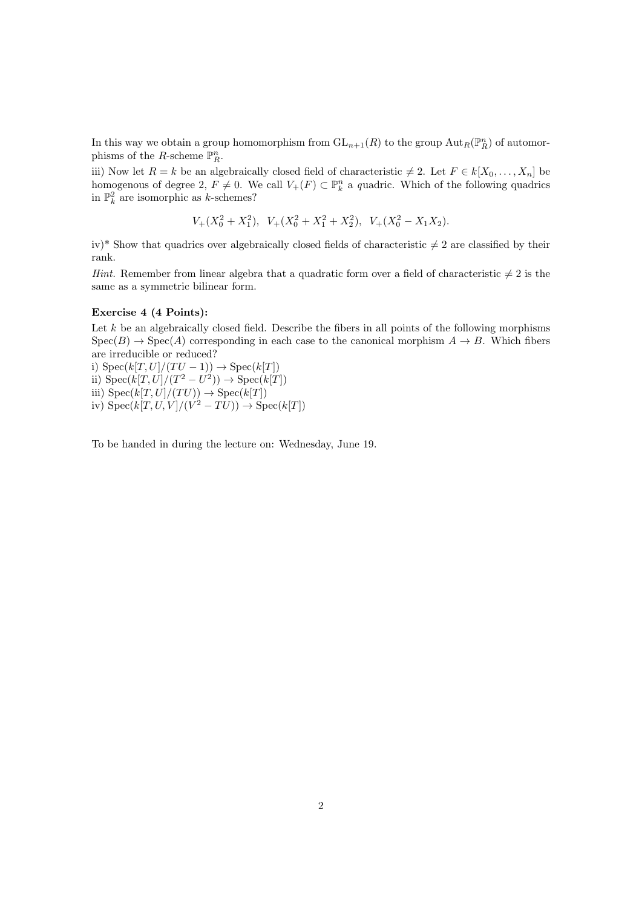In this way we obtain a group homomorphism from $\mathrm{GL}_{n+1}(R)$ to the group $\mathrm{Aut}_R(\mathbb{P}^n_R)$ of automorphisms of the $R$-scheme $\mathbb{P}^n_R$.

iii) Now let $R = k$ be an algebraically closed field of characteristic $\neq 2$. Let $F \in k[X_0, \ldots, X_n]$ be homogenous of degree 2, $F \neq 0$. We call $V_+(F) \subset \mathbb{P}^n_k$ a *quadric*. Which of the following quadrics in $\mathbb{P}^2_k$ are isomorphic as $k$-schemes?

$$V_+(X_0^2 + X_1^2), \;\; V_+(X_0^2 + X_1^2 + X_2^2), \;\; V_+(X_0^2 - X_1X_2).$$

iv)* Show that quadrics over algebraically closed fields of characteristic $\neq 2$ are classified by their rank.

*Hint.* Remember from linear algebra that a quadratic form over a field of characteristic $\neq 2$ is the same as a symmetric bilinear form.

**Exercise 4 (4 Points):**

Let $k$ be an algebraically closed field. Describe the fibers in all points of the following morphisms $\mathrm{Spec}(B) \to \mathrm{Spec}(A)$ corresponding in each case to the canonical morphism $A \to B$. Which fibers are irreducible or reduced?

i) $\mathrm{Spec}(k[T,U]/(TU - 1)) \to \mathrm{Spec}(k[T])$

ii) $\mathrm{Spec}(k[T,U]/(T^2 - U^2)) \to \mathrm{Spec}(k[T])$

iii) $\mathrm{Spec}(k[T,U]/(TU)) \to \mathrm{Spec}(k[T])$

iv) $\mathrm{Spec}(k[T,U,V]/(V^2 - TU)) \to \mathrm{Spec}(k[T])$

To be handed in during the lecture on: Wednesday, June 19.